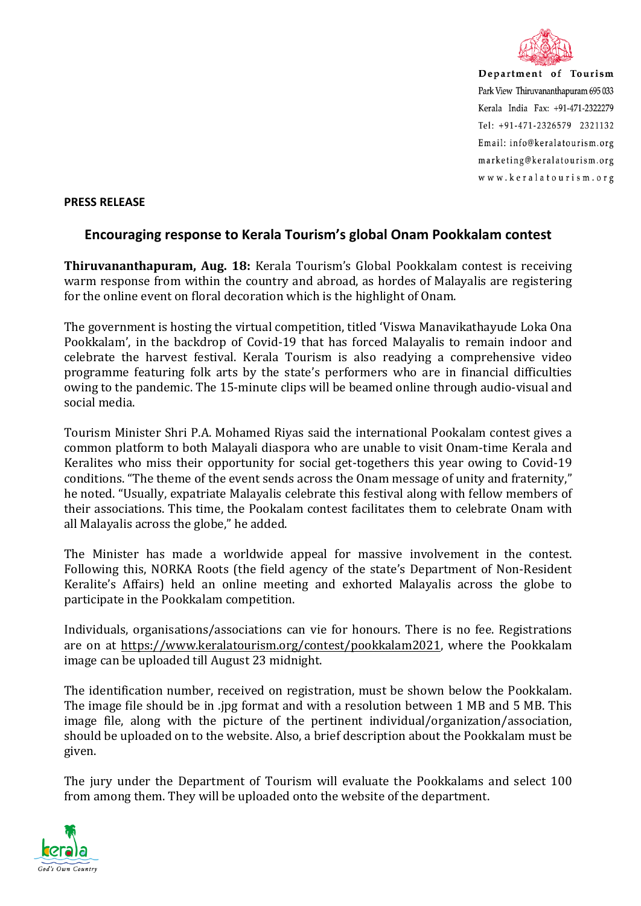Department of Tourism
Park View Thiruvananthapuram 695 033
Kerala India Fax: +91-471-2322279
Tel: +91-471-2326579 2321132
Email: info@keralatourism.org
marketing@keralatourism.org
www.keralatourism.org

**PRESS RELEASE**

## Encouraging response to Kerala Tourism's global Onam Pookkalam contest

**Thiruvananthapuram, Aug. 18:** Kerala Tourism's Global Pookkalam contest is receiving warm response from within the country and abroad, as hordes of Malayalis are registering for the online event on floral decoration which is the highlight of Onam.

The government is hosting the virtual competition, titled 'Viswa Manavikathayude Loka Ona Pookkalam', in the backdrop of Covid-19 that has forced Malayalis to remain indoor and celebrate the harvest festival. Kerala Tourism is also readying a comprehensive video programme featuring folk arts by the state's performers who are in financial difficulties owing to the pandemic. The 15-minute clips will be beamed online through audio-visual and social media.

Tourism Minister Shri P.A. Mohamed Riyas said the international Pookalam contest gives a common platform to both Malayali diaspora who are unable to visit Onam-time Kerala and Keralites who miss their opportunity for social get-togethers this year owing to Covid-19 conditions. "The theme of the event sends across the Onam message of unity and fraternity," he noted. "Usually, expatriate Malayalis celebrate this festival along with fellow members of their associations. This time, the Pookalam contest facilitates them to celebrate Onam with all Malayalis across the globe," he added.

The Minister has made a worldwide appeal for massive involvement in the contest. Following this, NORKA Roots (the field agency of the state's Department of Non-Resident Keralite's Affairs) held an online meeting and exhorted Malayalis across the globe to participate in the Pookkalam competition.

Individuals, organisations/associations can vie for honours. There is no fee. Registrations are on at https://www.keralatourism.org/contest/pookkalam2021, where the Pookkalam image can be uploaded till August 23 midnight.

The identification number, received on registration, must be shown below the Pookkalam. The image file should be in .jpg format and with a resolution between 1 MB and 5 MB. This image file, along with the picture of the pertinent individual/organization/association, should be uploaded on to the website. Also, a brief description about the Pookkalam must be given.

The jury under the Department of Tourism will evaluate the Pookkalams and select 100 from among them. They will be uploaded onto the website of the department.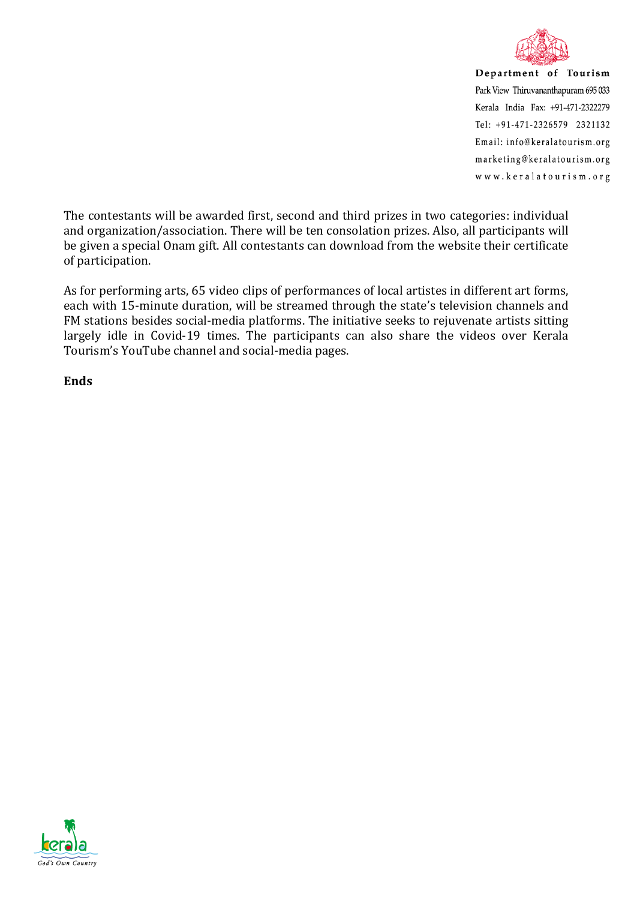The contestants will be awarded first, second and third prizes in two categories: individual and organization/association. There will be ten consolation prizes. Also, all participants will be given a special Onam gift. All contestants can download from the website their certificate of participation.

As for performing arts, 65 video clips of performances of local artistes in different art forms, each with 15-minute duration, will be streamed through the state's television channels and FM stations besides social-media platforms. The initiative seeks to rejuvenate artists sitting largely idle in Covid-19 times. The participants can also share the videos over Kerala Tourism's YouTube channel and social-media pages.

**Ends**